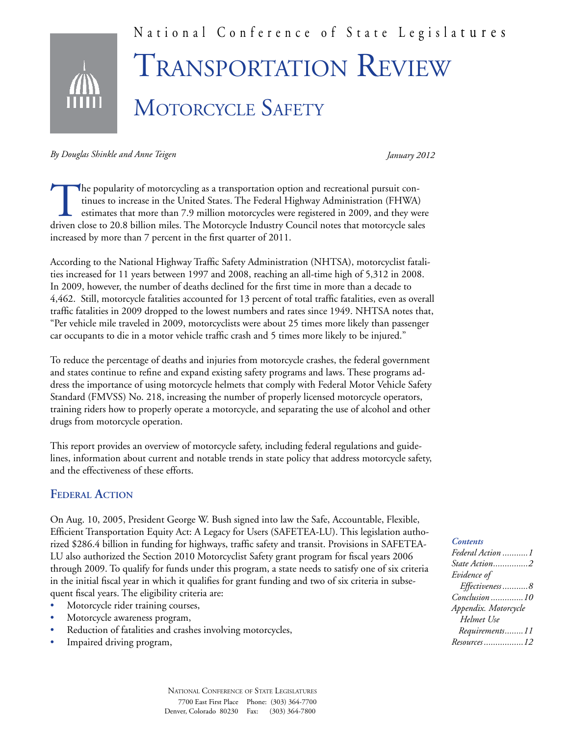National Conference of State Legislatures

# Transportation Review

## Motorcycle Safety

*By Douglas Shinkle and Anne Teigen*

*January 2012*

The popularity of motorcycling as a transportation option and recreational pursuit continues to increase in the United States. The Federal Highway Administration (FHWA) estimates that more than 7.9 million motorcycles were registered in 2009, and they were driven close to 20.8 billion miles. The Motorcycle Industry Council notes that motorcycle sales increased by more than 7 percent in the first quarter of 2011.

According to the National Highway Traffic Safety Administration (NHTSA), motorcyclist fatalities increased for 11 years between 1997 and 2008, reaching an all-time high of 5,312 in 2008. In 2009, however, the number of deaths declined for the first time in more than a decade to 4,462. Still, motorcycle fatalities accounted for 13 percent of total traffic fatalities, even as overall traffic fatalities in 2009 dropped to the lowest numbers and rates since 1949. NHTSA notes that, "Per vehicle mile traveled in 2009, motorcyclists were about 25 times more likely than passenger car occupants to die in a motor vehicle traffic crash and 5 times more likely to be injured."

To reduce the percentage of deaths and injuries from motorcycle crashes, the federal government and states continue to refine and expand existing safety programs and laws. These programs address the importance of using motorcycle helmets that comply with Federal Motor Vehicle Safety Standard (FMVSS) No. 218, increasing the number of properly licensed motorcycle operators, training riders how to properly operate a motorcycle, and separating the use of alcohol and other drugs from motorcycle operation.

This report provides an overview of motorcycle safety, including federal regulations and guidelines, information about current and notable trends in state policy that address motorcycle safety, and the effectiveness of these efforts.

*Contents*

*Federal Action ........... 1*
*State Action............... 2*
*Evidence of Effectiveness........... 8*
*Conclusion ............. 10*
*Appendix. Motorcycle Helmet Use Requirements........ 11*
*Resources................. 12*

## Federal Action

On Aug. 10, 2005, President George W. Bush signed into law the Safe, Accountable, Flexible, Efficient Transportation Equity Act: A Legacy for Users (SAFETEA-LU). This legislation authorized $286.4 billion in funding for highways, traffic safety and transit. Provisions in SAFETEA-LU also authorized the Section 2010 Motorcyclist Safety grant program for fiscal years 2006 through 2009. To qualify for funds under this program, a state needs to satisfy one of six criteria in the initial fiscal year in which it qualifies for grant funding and two of six criteria in subsequent fiscal years. The eligibility criteria are:

- Motorcycle rider training courses,
- Motorcycle awareness program,
- Reduction of fatalities and crashes involving motorcycles,
- Impaired driving program,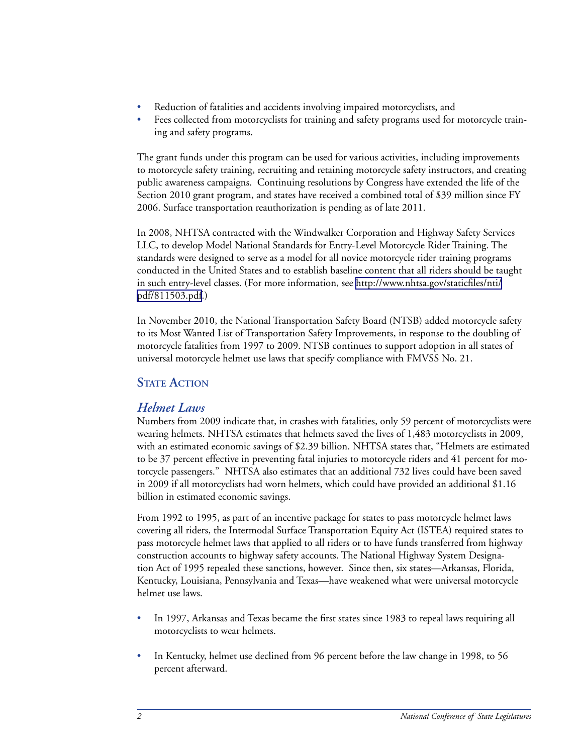- Reduction of fatalities and accidents involving impaired motorcyclists, and
- Fees collected from motorcyclists for training and safety programs used for motorcycle training and safety programs.

The grant funds under this program can be used for various activities, including improvements to motorcycle safety training, recruiting and retaining motorcycle safety instructors, and creating public awareness campaigns. Continuing resolutions by Congress have extended the life of the Section 2010 grant program, and states have received a combined total of $39 million since FY 2006. Surface transportation reauthorization is pending as of late 2011.

In 2008, NHTSA contracted with the Windwalker Corporation and Highway Safety Services LLC, to develop Model National Standards for Entry-Level Motorcycle Rider Training. The standards were designed to serve as a model for all novice motorcycle rider training programs conducted in the United States and to establish baseline content that all riders should be taught in such entry-level classes. (For more information, see http://www.nhtsa.gov/staticfiles/nti/pdf/811503.pdf.)

In November 2010, the National Transportation Safety Board (NTSB) added motorcycle safety to its Most Wanted List of Transportation Safety Improvements, in response to the doubling of motorcycle fatalities from 1997 to 2009. NTSB continues to support adoption in all states of universal motorcycle helmet use laws that specify compliance with FMVSS No. 21.

## State Action

### *Helmet Laws*

Numbers from 2009 indicate that, in crashes with fatalities, only 59 percent of motorcyclists were wearing helmets. NHTSA estimates that helmets saved the lives of 1,483 motorcyclists in 2009, with an estimated economic savings of $2.39 billion. NHTSA states that, "Helmets are estimated to be 37 percent effective in preventing fatal injuries to motorcycle riders and 41 percent for motorcycle passengers." NHTSA also estimates that an additional 732 lives could have been saved in 2009 if all motorcyclists had worn helmets, which could have provided an additional $1.16 billion in estimated economic savings.

From 1992 to 1995, as part of an incentive package for states to pass motorcycle helmet laws covering all riders, the Intermodal Surface Transportation Equity Act (ISTEA) required states to pass motorcycle helmet laws that applied to all riders or to have funds transferred from highway construction accounts to highway safety accounts. The National Highway System Designation Act of 1995 repealed these sanctions, however. Since then, six states—Arkansas, Florida, Kentucky, Louisiana, Pennsylvania and Texas—have weakened what were universal motorcycle helmet use laws.

- In 1997, Arkansas and Texas became the first states since 1983 to repeal laws requiring all motorcyclists to wear helmets.

- In Kentucky, helmet use declined from 96 percent before the law change in 1998, to 56 percent afterward.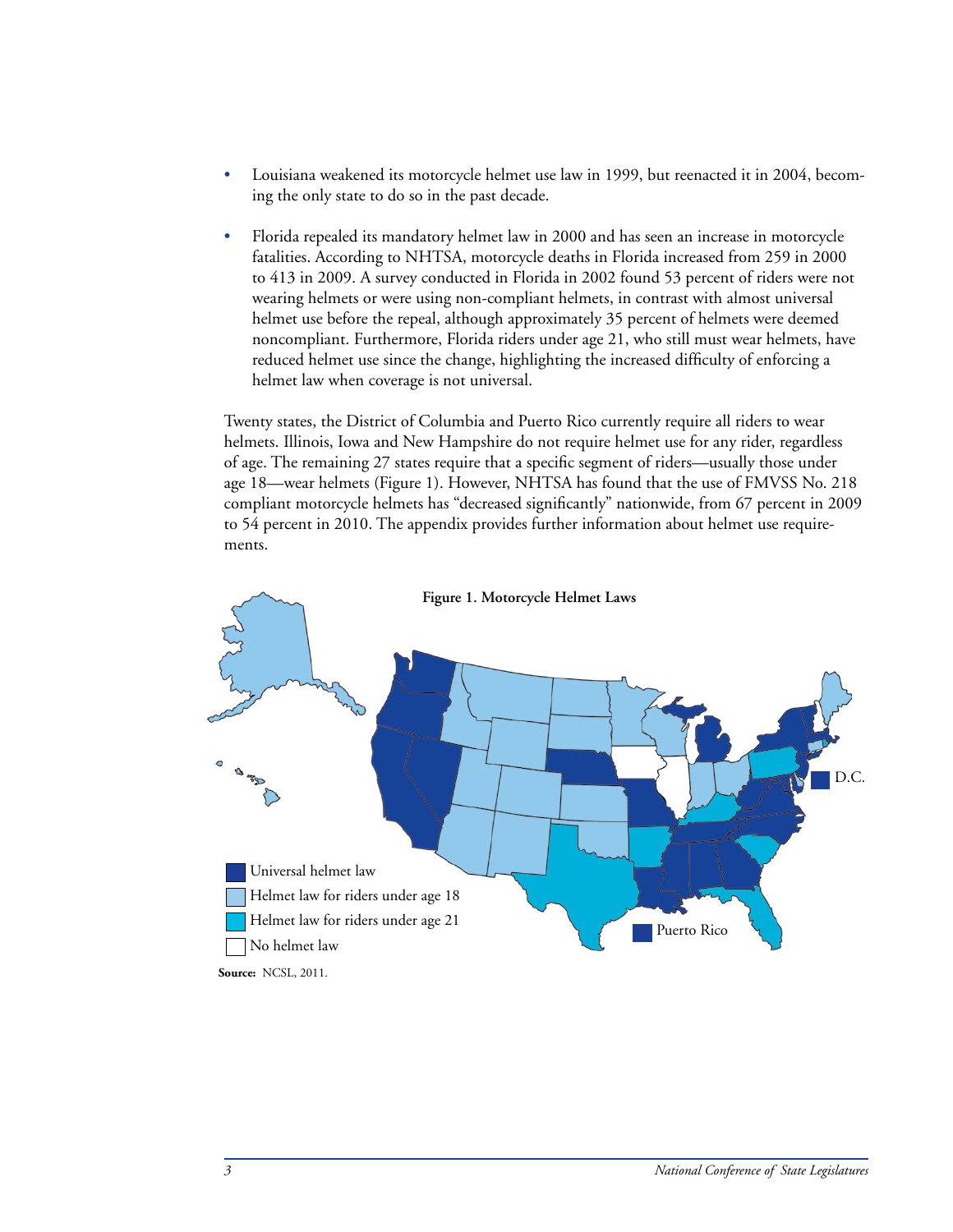- Louisiana weakened its motorcycle helmet use law in 1999, but reenacted it in 2004, becoming the only state to do so in the past decade.
- Florida repealed its mandatory helmet law in 2000 and has seen an increase in motorcycle fatalities. According to NHTSA, motorcycle deaths in Florida increased from 259 in 2000 to 413 in 2009. A survey conducted in Florida in 2002 found 53 percent of riders were not wearing helmets or were using non-compliant helmets, in contrast with almost universal helmet use before the repeal, although approximately 35 percent of helmets were deemed noncompliant. Furthermore, Florida riders under age 21, who still must wear helmets, have reduced helmet use since the change, highlighting the increased difficulty of enforcing a helmet law when coverage is not universal.

Twenty states, the District of Columbia and Puerto Rico currently require all riders to wear helmets. Illinois, Iowa and New Hampshire do not require helmet use for any rider, regardless of age. The remaining 27 states require that a specific segment of riders—usually those under age 18—wear helmets (Figure 1). However, NHTSA has found that the use of FMVSS No. 218 compliant motorcycle helmets has "decreased significantly" nationwide, from 67 percent in 2009 to 54 percent in 2010. The appendix provides further information about helmet use requirements.

**Figure 1. Motorcycle Helmet Laws**

- Universal helmet law
- Helmet law for riders under age 18
- Helmet law for riders under age 21
- No helmet law

D.C.

Puerto Rico

**Source:** NCSL, 2011.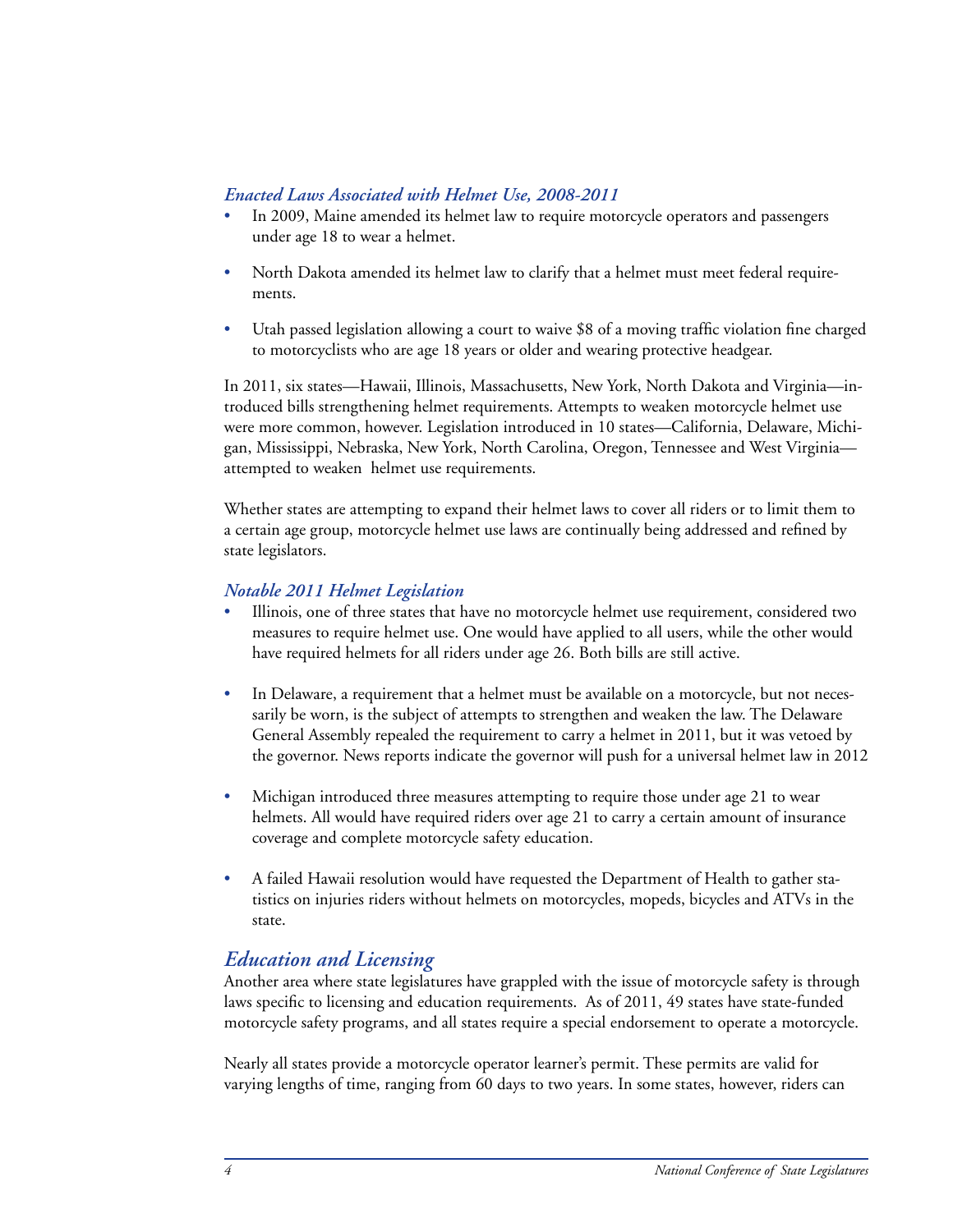### *Enacted Laws Associated with Helmet Use, 2008-2011*

- In 2009, Maine amended its helmet law to require motorcycle operators and passengers under age 18 to wear a helmet.
- North Dakota amended its helmet law to clarify that a helmet must meet federal requirements.
- Utah passed legislation allowing a court to waive $8 of a moving traffic violation fine charged to motorcyclists who are age 18 years or older and wearing protective headgear.

In 2011, six states—Hawaii, Illinois, Massachusetts, New York, North Dakota and Virginia—introduced bills strengthening helmet requirements. Attempts to weaken motorcycle helmet use were more common, however. Legislation introduced in 10 states—California, Delaware, Michigan, Mississippi, Nebraska, New York, North Carolina, Oregon, Tennessee and West Virginia—attempted to weaken helmet use requirements.

Whether states are attempting to expand their helmet laws to cover all riders or to limit them to a certain age group, motorcycle helmet use laws are continually being addressed and refined by state legislators.

### *Notable 2011 Helmet Legislation*

- Illinois, one of three states that have no motorcycle helmet use requirement, considered two measures to require helmet use. One would have applied to all users, while the other would have required helmets for all riders under age 26. Both bills are still active.
- In Delaware, a requirement that a helmet must be available on a motorcycle, but not necessarily be worn, is the subject of attempts to strengthen and weaken the law. The Delaware General Assembly repealed the requirement to carry a helmet in 2011, but it was vetoed by the governor. News reports indicate the governor will push for a universal helmet law in 2012
- Michigan introduced three measures attempting to require those under age 21 to wear helmets. All would have required riders over age 21 to carry a certain amount of insurance coverage and complete motorcycle safety education.
- A failed Hawaii resolution would have requested the Department of Health to gather statistics on injuries riders without helmets on motorcycles, mopeds, bicycles and ATVs in the state.

## *Education and Licensing*

Another area where state legislatures have grappled with the issue of motorcycle safety is through laws specific to licensing and education requirements. As of 2011, 49 states have state-funded motorcycle safety programs, and all states require a special endorsement to operate a motorcycle.

Nearly all states provide a motorcycle operator learner's permit. These permits are valid for varying lengths of time, ranging from 60 days to two years. In some states, however, riders can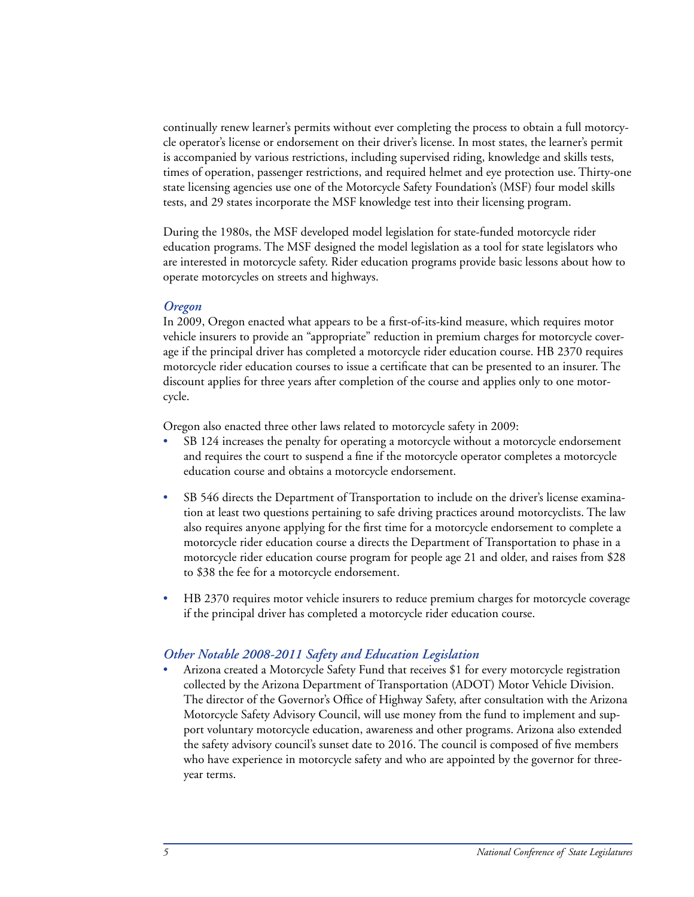continually renew learner's permits without ever completing the process to obtain a full motorcycle operator's license or endorsement on their driver's license. In most states, the learner's permit is accompanied by various restrictions, including supervised riding, knowledge and skills tests, times of operation, passenger restrictions, and required helmet and eye protection use. Thirty-one state licensing agencies use one of the Motorcycle Safety Foundation's (MSF) four model skills tests, and 29 states incorporate the MSF knowledge test into their licensing program.

During the 1980s, the MSF developed model legislation for state-funded motorcycle rider education programs. The MSF designed the model legislation as a tool for state legislators who are interested in motorcycle safety. Rider education programs provide basic lessons about how to operate motorcycles on streets and highways.

### *Oregon*

In 2009, Oregon enacted what appears to be a first-of-its-kind measure, which requires motor vehicle insurers to provide an "appropriate" reduction in premium charges for motorcycle coverage if the principal driver has completed a motorcycle rider education course. HB 2370 requires motorcycle rider education courses to issue a certificate that can be presented to an insurer. The discount applies for three years after completion of the course and applies only to one motorcycle.

Oregon also enacted three other laws related to motorcycle safety in 2009:

- SB 124 increases the penalty for operating a motorcycle without a motorcycle endorsement and requires the court to suspend a fine if the motorcycle operator completes a motorcycle education course and obtains a motorcycle endorsement.
- SB 546 directs the Department of Transportation to include on the driver's license examination at least two questions pertaining to safe driving practices around motorcyclists. The law also requires anyone applying for the first time for a motorcycle endorsement to complete a motorcycle rider education course a directs the Department of Transportation to phase in a motorcycle rider education course program for people age 21 and older, and raises from $28 to $38 the fee for a motorcycle endorsement.
- HB 2370 requires motor vehicle insurers to reduce premium charges for motorcycle coverage if the principal driver has completed a motorcycle rider education course.

### *Other Notable 2008-2011 Safety and Education Legislation*

- Arizona created a Motorcycle Safety Fund that receives $1 for every motorcycle registration collected by the Arizona Department of Transportation (ADOT) Motor Vehicle Division. The director of the Governor's Office of Highway Safety, after consultation with the Arizona Motorcycle Safety Advisory Council, will use money from the fund to implement and support voluntary motorcycle education, awareness and other programs. Arizona also extended the safety advisory council's sunset date to 2016. The council is composed of five members who have experience in motorcycle safety and who are appointed by the governor for three-year terms.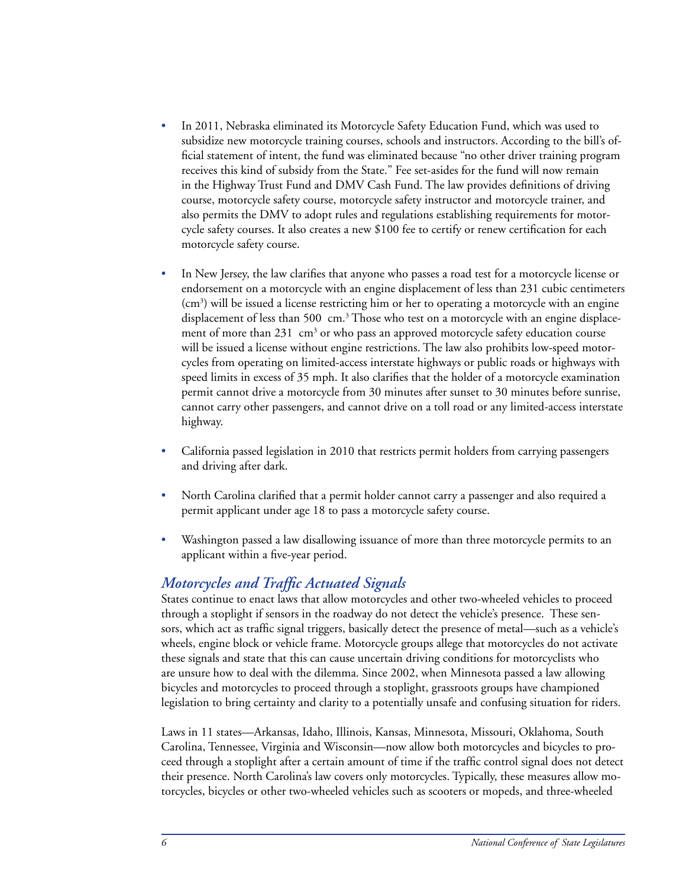- In 2011, Nebraska eliminated its Motorcycle Safety Education Fund, which was used to subsidize new motorcycle training courses, schools and instructors. According to the bill's official statement of intent, the fund was eliminated because "no other driver training program receives this kind of subsidy from the State." Fee set-asides for the fund will now remain in the Highway Trust Fund and DMV Cash Fund. The law provides definitions of driving course, motorcycle safety course, motorcycle safety instructor and motorcycle trainer, and also permits the DMV to adopt rules and regulations establishing requirements for motorcycle safety courses. It also creates a new $100 fee to certify or renew certification for each motorcycle safety course.

- In New Jersey, the law clarifies that anyone who passes a road test for a motorcycle license or endorsement on a motorcycle with an engine displacement of less than 231 cubic centimeters ($cm^3$) will be issued a license restricting him or her to operating a motorcycle with an engine displacement of less than 500 cm.[3] Those who test on a motorcycle with an engine displacement of more than 231 $cm^3$ or who pass an approved motorcycle safety education course will be issued a license without engine restrictions. The law also prohibits low-speed motorcycles from operating on limited-access interstate highways or public roads or highways with speed limits in excess of 35 mph. It also clarifies that the holder of a motorcycle examination permit cannot drive a motorcycle from 30 minutes after sunset to 30 minutes before sunrise, cannot carry other passengers, and cannot drive on a toll road or any limited-access interstate highway.

- California passed legislation in 2010 that restricts permit holders from carrying passengers and driving after dark.

- North Carolina clarified that a permit holder cannot carry a passenger and also required a permit applicant under age 18 to pass a motorcycle safety course.

- Washington passed a law disallowing issuance of more than three motorcycle permits to an applicant within a five-year period.

## *Motorcycles and Traffic Actuated Signals*

States continue to enact laws that allow motorcycles and other two-wheeled vehicles to proceed through a stoplight if sensors in the roadway do not detect the vehicle's presence. These sensors, which act as traffic signal triggers, basically detect the presence of metal—such as a vehicle's wheels, engine block or vehicle frame. Motorcycle groups allege that motorcycles do not activate these signals and state that this can cause uncertain driving conditions for motorcyclists who are unsure how to deal with the dilemma. Since 2002, when Minnesota passed a law allowing bicycles and motorcycles to proceed through a stoplight, grassroots groups have championed legislation to bring certainty and clarity to a potentially unsafe and confusing situation for riders.

Laws in 11 states—Arkansas, Idaho, Illinois, Kansas, Minnesota, Missouri, Oklahoma, South Carolina, Tennessee, Virginia and Wisconsin—now allow both motorcycles and bicycles to proceed through a stoplight after a certain amount of time if the traffic control signal does not detect their presence. North Carolina's law covers only motorcycles. Typically, these measures allow motorcycles, bicycles or other two-wheeled vehicles such as scooters or mopeds, and three-wheeled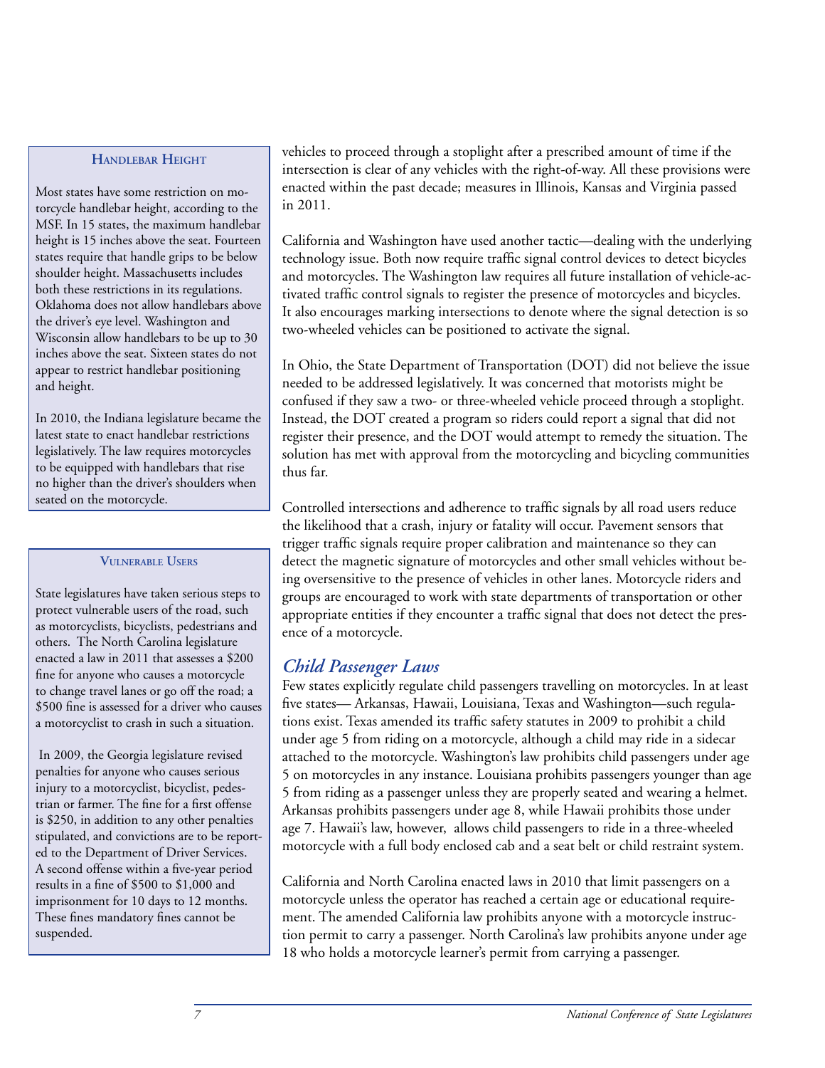### Handlebar Height

Most states have some restriction on motorcycle handlebar height, according to the MSF. In 15 states, the maximum handlebar height is 15 inches above the seat. Fourteen states require that handle grips to be below shoulder height. Massachusetts includes both these restrictions in its regulations. Oklahoma does not allow handlebars above the driver's eye level. Washington and Wisconsin allow handlebars to be up to 30 inches above the seat. Sixteen states do not appear to restrict handlebar positioning and height.

In 2010, the Indiana legislature became the latest state to enact handlebar restrictions legislatively. The law requires motorcycles to be equipped with handlebars that rise no higher than the driver's shoulders when seated on the motorcycle.

### Vulnerable Users

State legislatures have taken serious steps to protect vulnerable users of the road, such as motorcyclists, bicyclists, pedestrians and others. The North Carolina legislature enacted a law in 2011 that assesses a $200 fine for anyone who causes a motorcycle to change travel lanes or go off the road; a $500 fine is assessed for a driver who causes a motorcyclist to crash in such a situation.

In 2009, the Georgia legislature revised penalties for anyone who causes serious injury to a motorcyclist, bicyclist, pedestrian or farmer. The fine for a first offense is $250, in addition to any other penalties stipulated, and convictions are to be reported to the Department of Driver Services. A second offense within a five-year period results in a fine of $500 to $1,000 and imprisonment for 10 days to 12 months. These fines mandatory fines cannot be suspended.

vehicles to proceed through a stoplight after a prescribed amount of time if the intersection is clear of any vehicles with the right-of-way. All these provisions were enacted within the past decade; measures in Illinois, Kansas and Virginia passed in 2011.

California and Washington have used another tactic—dealing with the underlying technology issue. Both now require traffic signal control devices to detect bicycles and motorcycles. The Washington law requires all future installation of vehicle-activated traffic control signals to register the presence of motorcycles and bicycles. It also encourages marking intersections to denote where the signal detection is so two-wheeled vehicles can be positioned to activate the signal.

In Ohio, the State Department of Transportation (DOT) did not believe the issue needed to be addressed legislatively. It was concerned that motorists might be confused if they saw a two- or three-wheeled vehicle proceed through a stoplight. Instead, the DOT created a program so riders could report a signal that did not register their presence, and the DOT would attempt to remedy the situation. The solution has met with approval from the motorcycling and bicycling communities thus far.

Controlled intersections and adherence to traffic signals by all road users reduce the likelihood that a crash, injury or fatality will occur. Pavement sensors that trigger traffic signals require proper calibration and maintenance so they can detect the magnetic signature of motorcycles and other small vehicles without being oversensitive to the presence of vehicles in other lanes. Motorcycle riders and groups are encouraged to work with state departments of transportation or other appropriate entities if they encounter a traffic signal that does not detect the presence of a motorcycle.

## *Child Passenger Laws*

Few states explicitly regulate child passengers travelling on motorcycles. In at least five states— Arkansas, Hawaii, Louisiana, Texas and Washington—such regulations exist. Texas amended its traffic safety statutes in 2009 to prohibit a child under age 5 from riding on a motorcycle, although a child may ride in a sidecar attached to the motorcycle. Washington's law prohibits child passengers under age 5 on motorcycles in any instance. Louisiana prohibits passengers younger than age 5 from riding as a passenger unless they are properly seated and wearing a helmet. Arkansas prohibits passengers under age 8, while Hawaii prohibits those under age 7. Hawaii's law, however, allows child passengers to ride in a three-wheeled motorcycle with a full body enclosed cab and a seat belt or child restraint system.

California and North Carolina enacted laws in 2010 that limit passengers on a motorcycle unless the operator has reached a certain age or educational requirement. The amended California law prohibits anyone with a motorcycle instruction permit to carry a passenger. North Carolina's law prohibits anyone under age 18 who holds a motorcycle learner's permit from carrying a passenger.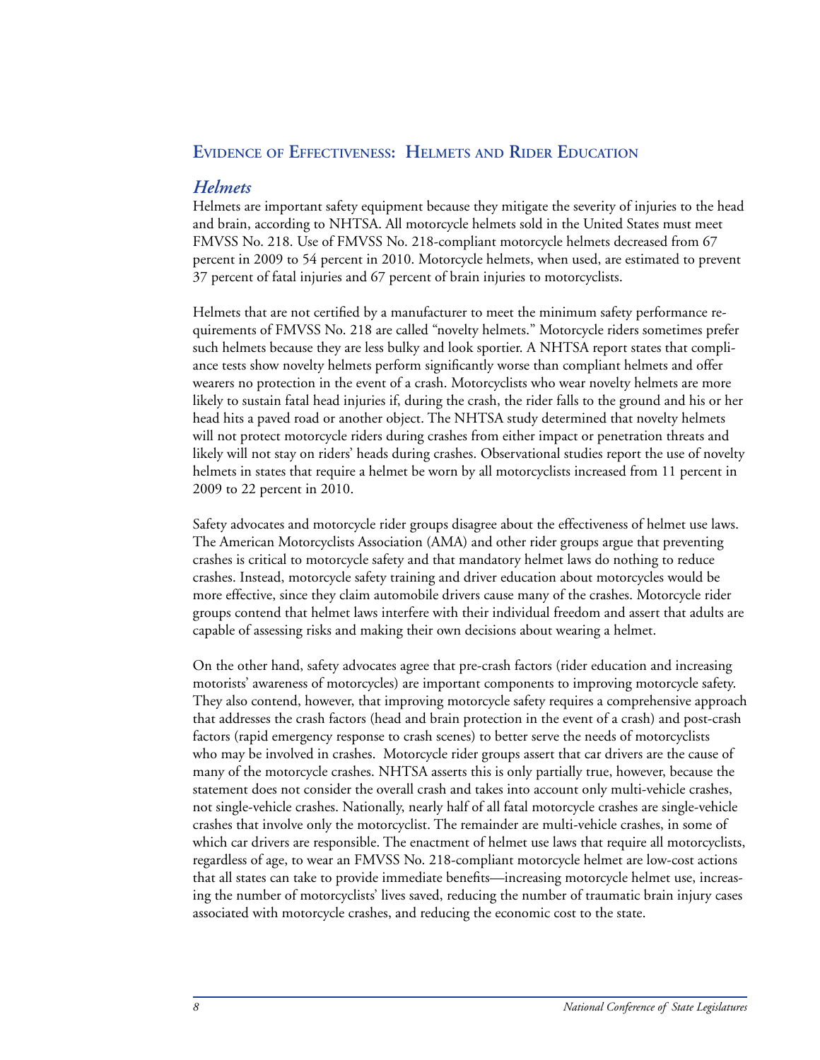## Evidence of Effectiveness: Helmets and Rider Education

### *Helmets*

Helmets are important safety equipment because they mitigate the severity of injuries to the head and brain, according to NHTSA. All motorcycle helmets sold in the United States must meet FMVSS No. 218. Use of FMVSS No. 218-compliant motorcycle helmets decreased from 67 percent in 2009 to 54 percent in 2010. Motorcycle helmets, when used, are estimated to prevent 37 percent of fatal injuries and 67 percent of brain injuries to motorcyclists.

Helmets that are not certified by a manufacturer to meet the minimum safety performance requirements of FMVSS No. 218 are called "novelty helmets." Motorcycle riders sometimes prefer such helmets because they are less bulky and look sportier. A NHTSA report states that compliance tests show novelty helmets perform significantly worse than compliant helmets and offer wearers no protection in the event of a crash. Motorcyclists who wear novelty helmets are more likely to sustain fatal head injuries if, during the crash, the rider falls to the ground and his or her head hits a paved road or another object. The NHTSA study determined that novelty helmets will not protect motorcycle riders during crashes from either impact or penetration threats and likely will not stay on riders' heads during crashes. Observational studies report the use of novelty helmets in states that require a helmet be worn by all motorcyclists increased from 11 percent in 2009 to 22 percent in 2010.

Safety advocates and motorcycle rider groups disagree about the effectiveness of helmet use laws. The American Motorcyclists Association (AMA) and other rider groups argue that preventing crashes is critical to motorcycle safety and that mandatory helmet laws do nothing to reduce crashes. Instead, motorcycle safety training and driver education about motorcycles would be more effective, since they claim automobile drivers cause many of the crashes. Motorcycle rider groups contend that helmet laws interfere with their individual freedom and assert that adults are capable of assessing risks and making their own decisions about wearing a helmet.

On the other hand, safety advocates agree that pre-crash factors (rider education and increasing motorists' awareness of motorcycles) are important components to improving motorcycle safety. They also contend, however, that improving motorcycle safety requires a comprehensive approach that addresses the crash factors (head and brain protection in the event of a crash) and post-crash factors (rapid emergency response to crash scenes) to better serve the needs of motorcyclists who may be involved in crashes. Motorcycle rider groups assert that car drivers are the cause of many of the motorcycle crashes. NHTSA asserts this is only partially true, however, because the statement does not consider the overall crash and takes into account only multi-vehicle crashes, not single-vehicle crashes. Nationally, nearly half of all fatal motorcycle crashes are single-vehicle crashes that involve only the motorcyclist. The remainder are multi-vehicle crashes, in some of which car drivers are responsible. The enactment of helmet use laws that require all motorcyclists, regardless of age, to wear an FMVSS No. 218-compliant motorcycle helmet are low-cost actions that all states can take to provide immediate benefits—increasing motorcycle helmet use, increasing the number of motorcyclists' lives saved, reducing the number of traumatic brain injury cases associated with motorcycle crashes, and reducing the economic cost to the state.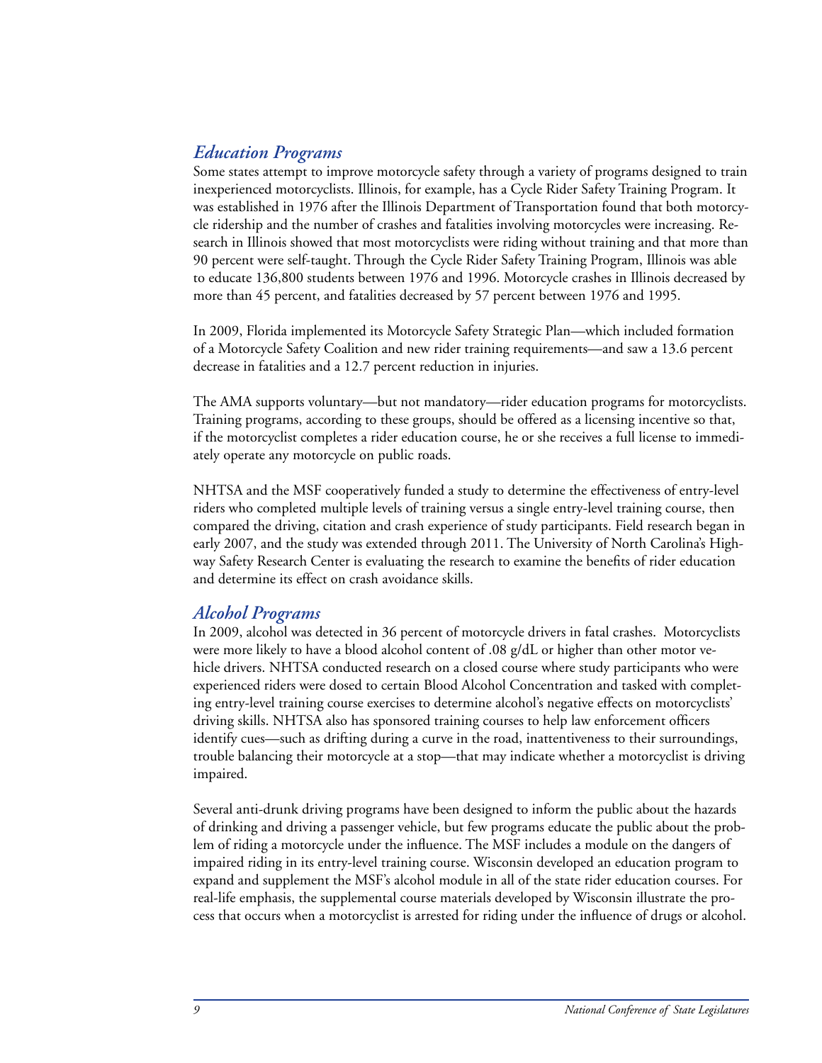## *Education Programs*

Some states attempt to improve motorcycle safety through a variety of programs designed to train inexperienced motorcyclists. Illinois, for example, has a Cycle Rider Safety Training Program. It was established in 1976 after the Illinois Department of Transportation found that both motorcycle ridership and the number of crashes and fatalities involving motorcycles were increasing. Research in Illinois showed that most motorcyclists were riding without training and that more than 90 percent were self-taught. Through the Cycle Rider Safety Training Program, Illinois was able to educate 136,800 students between 1976 and 1996. Motorcycle crashes in Illinois decreased by more than 45 percent, and fatalities decreased by 57 percent between 1976 and 1995.

In 2009, Florida implemented its Motorcycle Safety Strategic Plan—which included formation of a Motorcycle Safety Coalition and new rider training requirements—and saw a 13.6 percent decrease in fatalities and a 12.7 percent reduction in injuries.

The AMA supports voluntary—but not mandatory—rider education programs for motorcyclists. Training programs, according to these groups, should be offered as a licensing incentive so that, if the motorcyclist completes a rider education course, he or she receives a full license to immediately operate any motorcycle on public roads.

NHTSA and the MSF cooperatively funded a study to determine the effectiveness of entry-level riders who completed multiple levels of training versus a single entry-level training course, then compared the driving, citation and crash experience of study participants. Field research began in early 2007, and the study was extended through 2011. The University of North Carolina's Highway Safety Research Center is evaluating the research to examine the benefits of rider education and determine its effect on crash avoidance skills.

## *Alcohol Programs*

In 2009, alcohol was detected in 36 percent of motorcycle drivers in fatal crashes. Motorcyclists were more likely to have a blood alcohol content of .08 g/dL or higher than other motor vehicle drivers. NHTSA conducted research on a closed course where study participants who were experienced riders were dosed to certain Blood Alcohol Concentration and tasked with completing entry-level training course exercises to determine alcohol's negative effects on motorcyclists' driving skills. NHTSA also has sponsored training courses to help law enforcement officers identify cues—such as drifting during a curve in the road, inattentiveness to their surroundings, trouble balancing their motorcycle at a stop—that may indicate whether a motorcyclist is driving impaired.

Several anti-drunk driving programs have been designed to inform the public about the hazards of drinking and driving a passenger vehicle, but few programs educate the public about the problem of riding a motorcycle under the influence. The MSF includes a module on the dangers of impaired riding in its entry-level training course. Wisconsin developed an education program to expand and supplement the MSF's alcohol module in all of the state rider education courses. For real-life emphasis, the supplemental course materials developed by Wisconsin illustrate the process that occurs when a motorcyclist is arrested for riding under the influence of drugs or alcohol.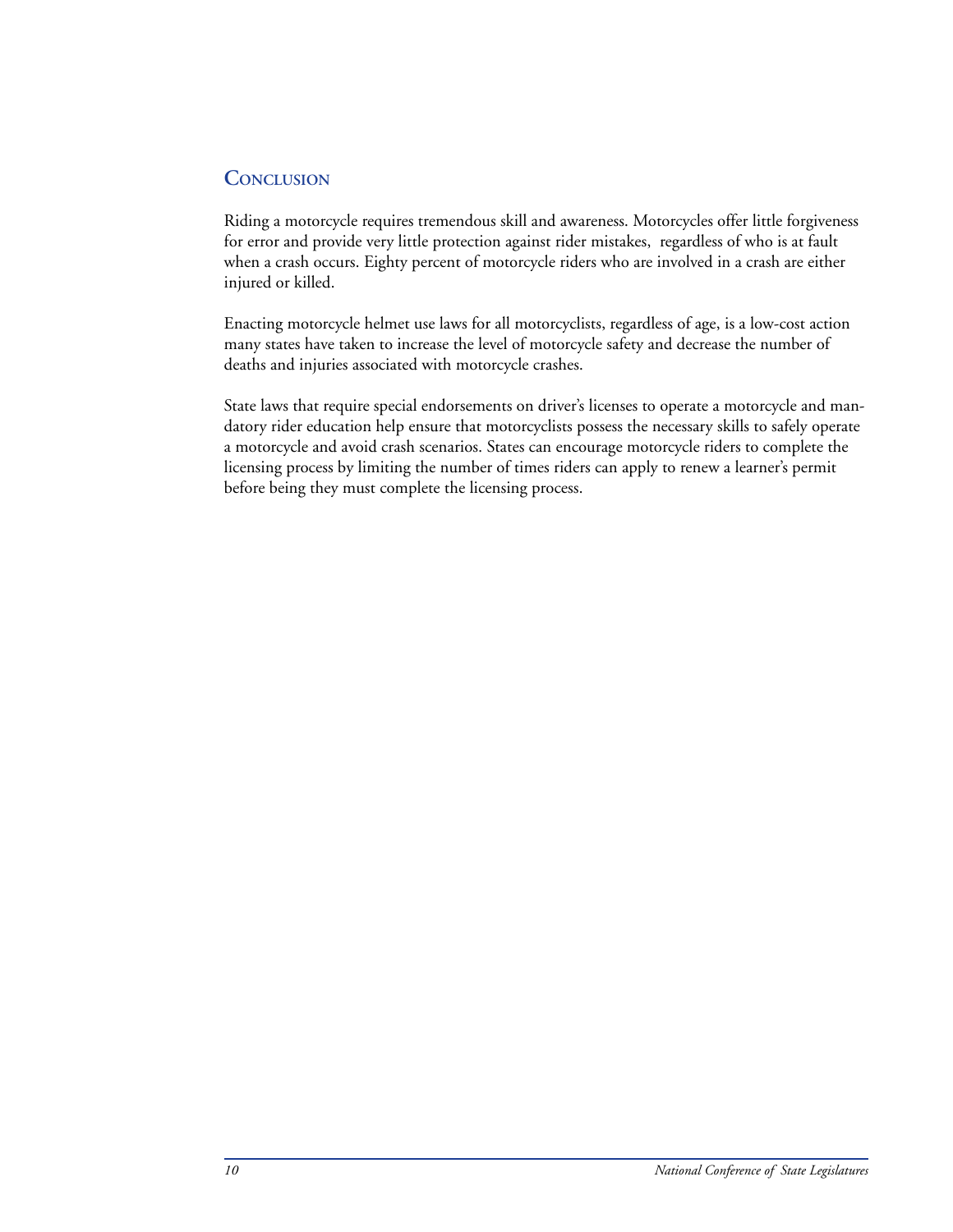## Conclusion

Riding a motorcycle requires tremendous skill and awareness. Motorcycles offer little forgiveness for error and provide very little protection against rider mistakes,  regardless of who is at fault when a crash occurs. Eighty percent of motorcycle riders who are involved in a crash are either injured or killed.

Enacting motorcycle helmet use laws for all motorcyclists, regardless of age, is a low-cost action many states have taken to increase the level of motorcycle safety and decrease the number of deaths and injuries associated with motorcycle crashes.

State laws that require special endorsements on driver's licenses to operate a motorcycle and mandatory rider education help ensure that motorcyclists possess the necessary skills to safely operate a motorcycle and avoid crash scenarios. States can encourage motorcycle riders to complete the licensing process by limiting the number of times riders can apply to renew a learner's permit before being they must complete the licensing process.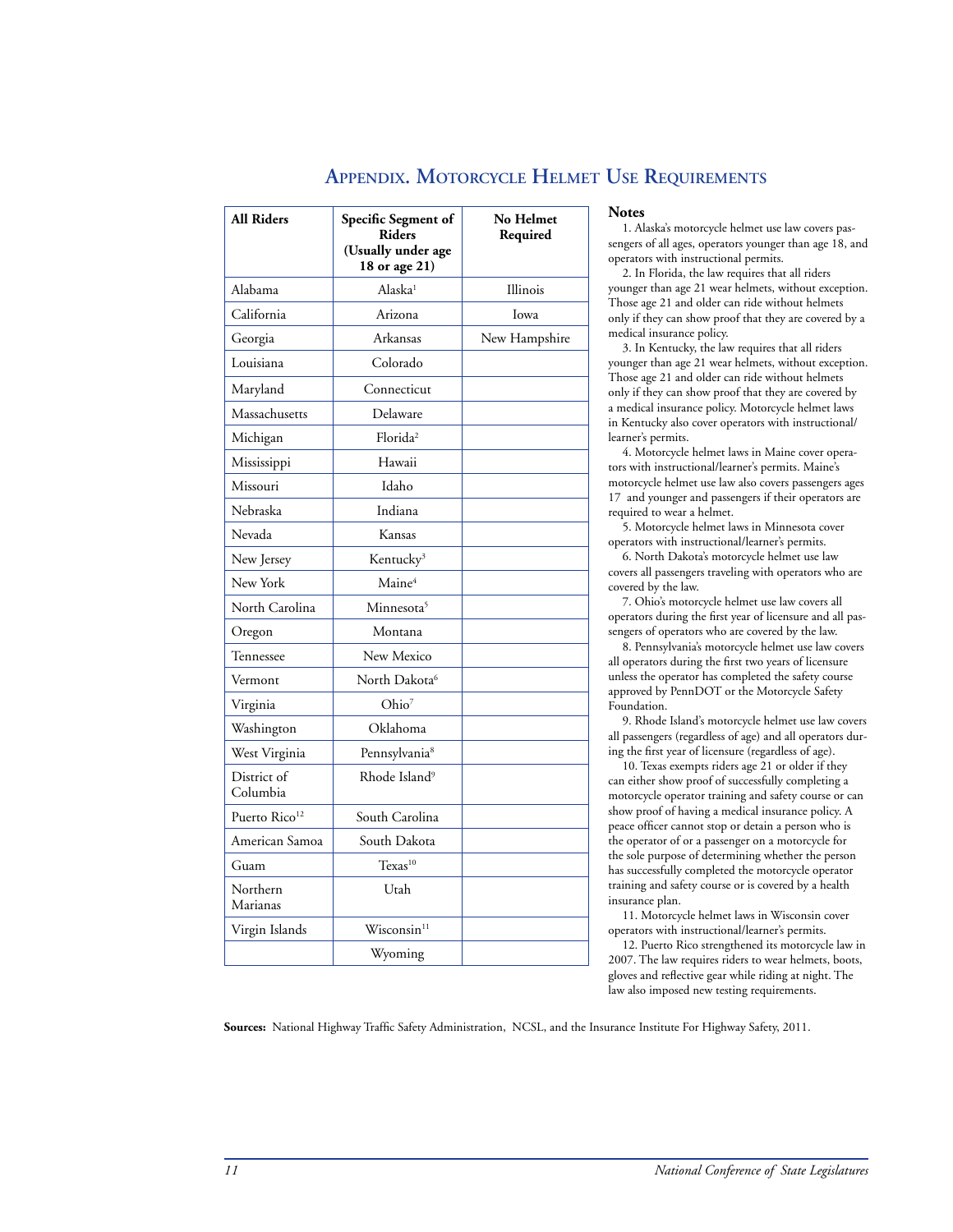## Appendix. Motorcycle Helmet Use Requirements

| All Riders | Specific Segment of Riders (Usually under age 18 or age 21) | No Helmet Required |
|---|---|---|
| Alabama | Alaska[1] | Illinois |
| California | Arizona | Iowa |
| Georgia | Arkansas | New Hampshire |
| Louisiana | Colorado | |
| Maryland | Connecticut | |
| Massachusetts | Delaware | |
| Michigan | Florida[2] | |
| Mississippi | Hawaii | |
| Missouri | Idaho | |
| Nebraska | Indiana | |
| Nevada | Kansas | |
| New Jersey | Kentucky[3] | |
| New York | Maine[4] | |
| North Carolina | Minnesota[5] | |
| Oregon | Montana | |
| Tennessee | New Mexico | |
| Vermont | North Dakota[6] | |
| Virginia | Ohio[7] | |
| Washington | Oklahoma | |
| West Virginia | Pennsylvania[8] | |
| District of Columbia | Rhode Island[9] | |
| Puerto Rico[12] | South Carolina | |
| American Samoa | South Dakota | |
| Guam | Texas[10] | |
| Northern Marianas | Utah | |
| Virgin Islands | Wisconsin[11] | |
| | Wyoming | |

**Notes**

1. Alaska's motorcycle helmet use law covers passengers of all ages, operators younger than age 18, and operators with instructional permits.
2. In Florida, the law requires that all riders younger than age 21 wear helmets, without exception. Those age 21 and older can ride without helmets only if they can show proof that they are covered by a medical insurance policy.
3. In Kentucky, the law requires that all riders younger than age 21 wear helmets, without exception. Those age 21 and older can ride without helmets only if they can show proof that they are covered by a medical insurance policy. Motorcycle helmet laws in Kentucky also cover operators with instructional/learner's permits.
4. Motorcycle helmet laws in Maine cover operators with instructional/learner's permits. Maine's motorcycle helmet use law also covers passengers ages 17 and younger and passengers if their operators are required to wear a helmet.
5. Motorcycle helmet laws in Minnesota cover operators with instructional/learner's permits.
6. North Dakota's motorcycle helmet use law covers all passengers traveling with operators who are covered by the law.
7. Ohio's motorcycle helmet use law covers all operators during the first year of licensure and all passengers of operators who are covered by the law.
8. Pennsylvania's motorcycle helmet use law covers all operators during the first two years of licensure unless the operator has completed the safety course approved by PennDOT or the Motorcycle Safety Foundation.
9. Rhode Island's motorcycle helmet use law covers all passengers (regardless of age) and all operators during the first year of licensure (regardless of age).
10. Texas exempts riders age 21 or older if they can either show proof of successfully completing a motorcycle operator training and safety course or can show proof of having a medical insurance policy. A peace officer cannot stop or detain a person who is the operator of or a passenger on a motorcycle for the sole purpose of determining whether the person has successfully completed the motorcycle operator training and safety course or is covered by a health insurance plan.
11. Motorcycle helmet laws in Wisconsin cover operators with instructional/learner's permits.
12. Puerto Rico strengthened its motorcycle law in 2007. The law requires riders to wear helmets, boots, gloves and reflective gear while riding at night. The law also imposed new testing requirements.

**Sources:** National Highway Traffic Safety Administration, NCSL, and the Insurance Institute For Highway Safety, 2011.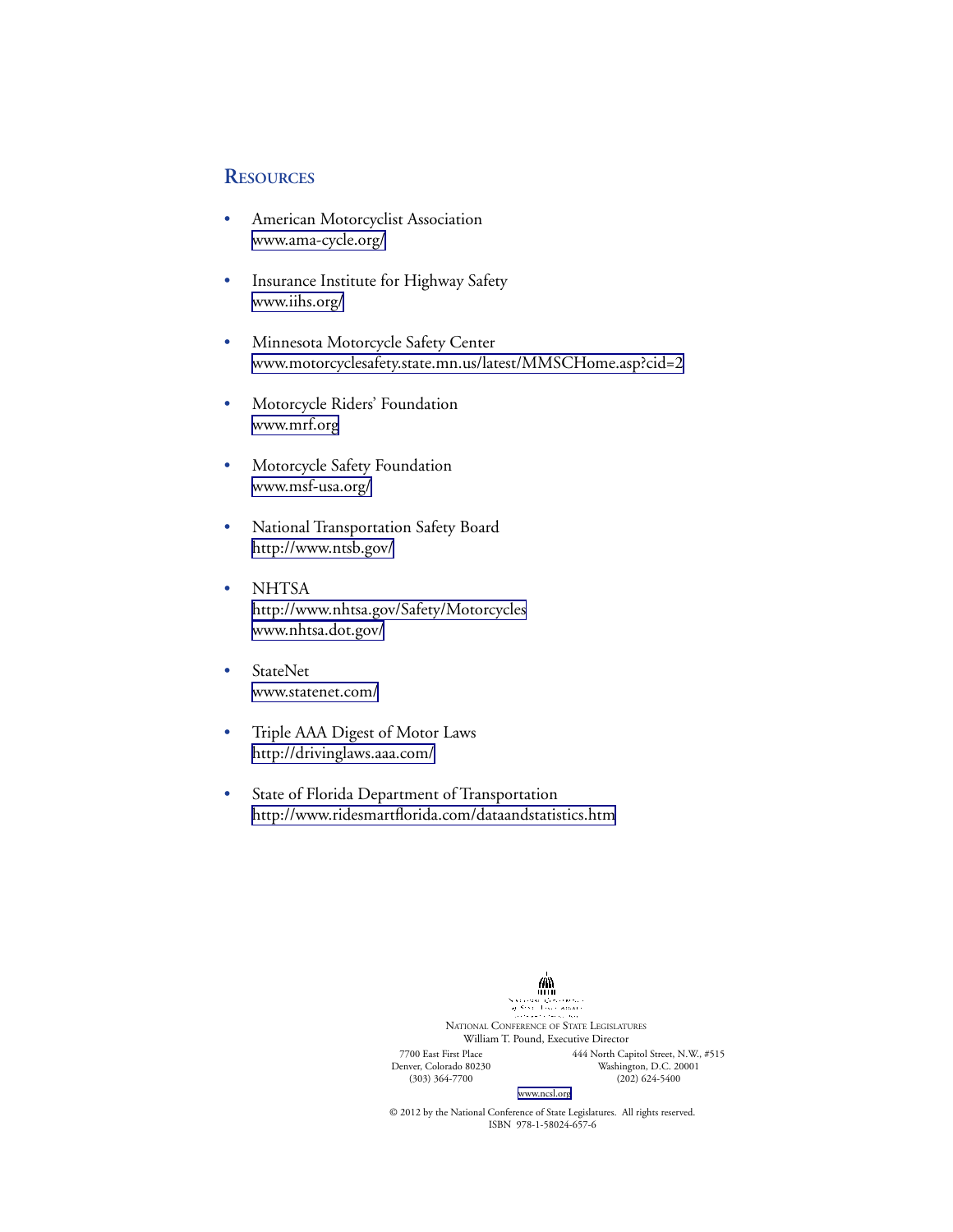## Resources

- American Motorcyclist Association
  www.ama-cycle.org/

- Insurance Institute for Highway Safety
  www.iihs.org/

- Minnesota Motorcycle Safety Center
  www.motorcyclesafety.state.mn.us/latest/MMSCHome.asp?cid=2

- Motorcycle Riders' Foundation
  www.mrf.org

- Motorcycle Safety Foundation
  www.msf-usa.org/

- National Transportation Safety Board
  http://www.ntsb.gov/

- NHTSA
  http://www.nhtsa.gov/Safety/Motorcycles
  www.nhtsa.dot.gov/

- StateNet
  www.statenet.com/

- Triple AAA Digest of Motor Laws
  http://drivinglaws.aaa.com/

- State of Florida Department of Transportation
  http://www.ridesmartflorida.com/dataandstatistics.htm

National Conference of State Legislatures
William T. Pound, Executive Director

7700 East First Place
Denver, Colorado 80230
(303) 364-7700

444 North Capitol Street, N.W., #515
Washington, D.C. 20001
(202) 624-5400

www.ncsl.org

© 2012 by the National Conference of State Legislatures. All rights reserved.
ISBN 978-1-58024-657-6